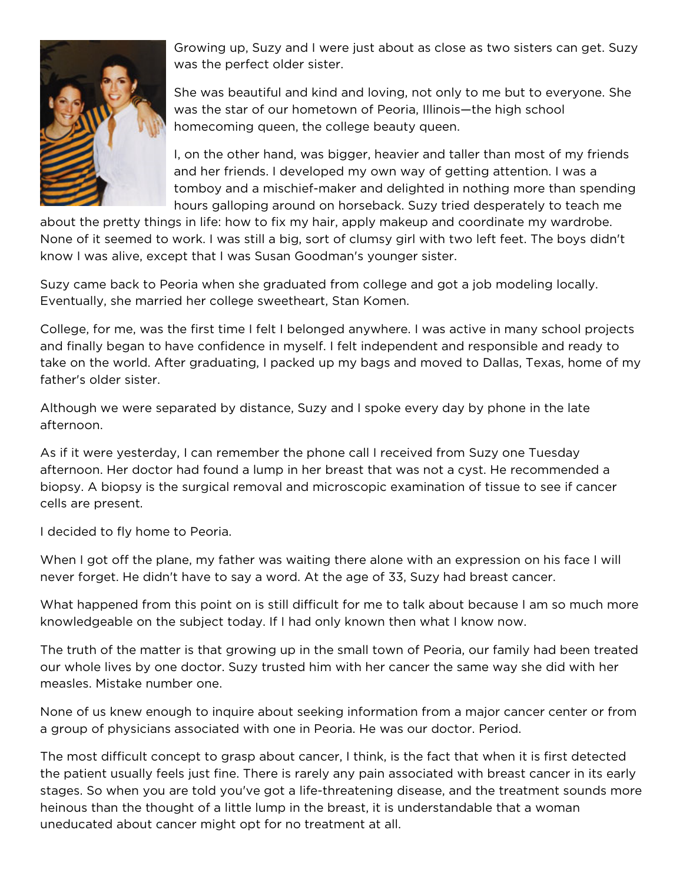Growing up, Suzy and I were just about as close as two sisters can get. Suzy was the perfect older sister.

She was beautiful and kind and loving, not only to me but to everyone. She was the star of our hometown of Peoria, Illinois—the high school homecoming queen, the college beauty queen.

I, on the other hand, was bigger, heavier and taller than most of my friends and her friends. I developed my own way of getting attention. I was a tomboy and a mischief-maker and delighted in nothing more than spending hours galloping around on horseback. Suzy tried desperately to teach me about the pretty things in life: how to fix my hair, apply makeup and coordinate my wardrobe. None of it seemed to work. I was still a big, sort of clumsy girl with two left feet. The boys didn't know I was alive, except that I was Susan Goodman's younger sister.

Suzy came back to Peoria when she graduated from college and got a job modeling locally. Eventually, she married her college sweetheart, Stan Komen.

College, for me, was the first time I felt I belonged anywhere. I was active in many school projects and finally began to have confidence in myself. I felt independent and responsible and ready to take on the world. After graduating, I packed up my bags and moved to Dallas, Texas, home of my father's older sister.

Although we were separated by distance, Suzy and I spoke every day by phone in the late afternoon.

As if it were yesterday, I can remember the phone call I received from Suzy one Tuesday afternoon. Her doctor had found a lump in her breast that was not a cyst. He recommended a biopsy. A biopsy is the surgical removal and microscopic examination of tissue to see if cancer cells are present.

I decided to fly home to Peoria.

When I got off the plane, my father was waiting there alone with an expression on his face I will never forget. He didn't have to say a word. At the age of 33, Suzy had breast cancer.

What happened from this point on is still difficult for me to talk about because I am so much more knowledgeable on the subject today. If I had only known then what I know now.

The truth of the matter is that growing up in the small town of Peoria, our family had been treated our whole lives by one doctor. Suzy trusted him with her cancer the same way she did with her measles. Mistake number one.

None of us knew enough to inquire about seeking information from a major cancer center or from a group of physicians associated with one in Peoria. He was our doctor. Period.

The most difficult concept to grasp about cancer, I think, is the fact that when it is first detected the patient usually feels just fine. There is rarely any pain associated with breast cancer in its early stages. So when you are told you've got a life-threatening disease, and the treatment sounds more heinous than the thought of a little lump in the breast, it is understandable that a woman uneducated about cancer might opt for no treatment at all.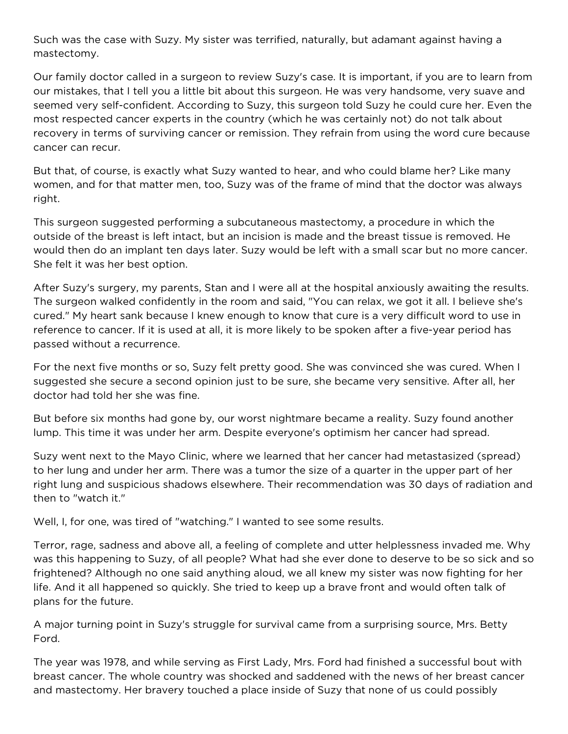Such was the case with Suzy. My sister was terrified, naturally, but adamant against having a mastectomy.

Our family doctor called in a surgeon to review Suzy's case. It is important, if you are to learn from our mistakes, that I tell you a little bit about this surgeon. He was very handsome, very suave and seemed very self-confident. According to Suzy, this surgeon told Suzy he could cure her. Even the most respected cancer experts in the country (which he was certainly not) do not talk about recovery in terms of surviving cancer or remission. They refrain from using the word cure because cancer can recur.

But that, of course, is exactly what Suzy wanted to hear, and who could blame her? Like many women, and for that matter men, too, Suzy was of the frame of mind that the doctor was always right.

This surgeon suggested performing a subcutaneous mastectomy, a procedure in which the outside of the breast is left intact, but an incision is made and the breast tissue is removed. He would then do an implant ten days later. Suzy would be left with a small scar but no more cancer. She felt it was her best option.

After Suzy's surgery, my parents, Stan and I were all at the hospital anxiously awaiting the results. The surgeon walked confidently in the room and said, "You can relax, we got it all. I believe she's cured." My heart sank because I knew enough to know that cure is a very difficult word to use in reference to cancer. If it is used at all, it is more likely to be spoken after a five-year period has passed without a recurrence.

For the next five months or so, Suzy felt pretty good. She was convinced she was cured. When I suggested she secure a second opinion just to be sure, she became very sensitive. After all, her doctor had told her she was fine.

But before six months had gone by, our worst nightmare became a reality. Suzy found another lump. This time it was under her arm. Despite everyone's optimism her cancer had spread.

Suzy went next to the Mayo Clinic, where we learned that her cancer had metastasized (spread) to her lung and under her arm. There was a tumor the size of a quarter in the upper part of her right lung and suspicious shadows elsewhere. Their recommendation was 30 days of radiation and then to "watch it."

Well, I, for one, was tired of "watching." I wanted to see some results.

Terror, rage, sadness and above all, a feeling of complete and utter helplessness invaded me. Why was this happening to Suzy, of all people? What had she ever done to deserve to be so sick and so frightened? Although no one said anything aloud, we all knew my sister was now fighting for her life. And it all happened so quickly. She tried to keep up a brave front and would often talk of plans for the future.

A major turning point in Suzy's struggle for survival came from a surprising source, Mrs. Betty Ford.

The year was 1978, and while serving as First Lady, Mrs. Ford had finished a successful bout with breast cancer. The whole country was shocked and saddened with the news of her breast cancer and mastectomy. Her bravery touched a place inside of Suzy that none of us could possibly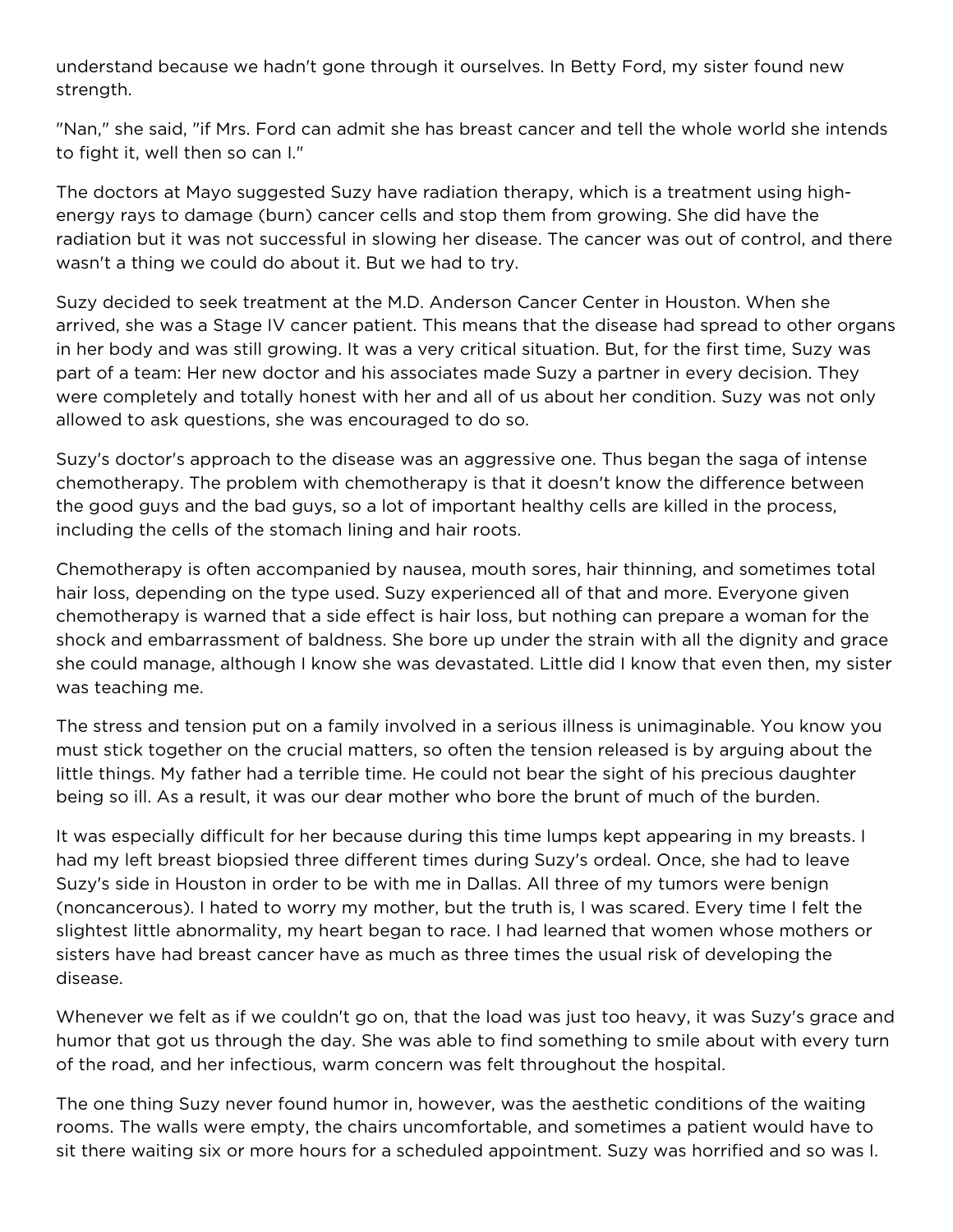understand because we hadn't gone through it ourselves. In Betty Ford, my sister found new strength.

"Nan," she said, "if Mrs. Ford can admit she has breast cancer and tell the whole world she intends to fight it, well then so can I."

The doctors at Mayo suggested Suzy have radiation therapy, which is a treatment using high-energy rays to damage (burn) cancer cells and stop them from growing. She did have the radiation but it was not successful in slowing her disease. The cancer was out of control, and there wasn't a thing we could do about it. But we had to try.

Suzy decided to seek treatment at the M.D. Anderson Cancer Center in Houston. When she arrived, she was a Stage IV cancer patient. This means that the disease had spread to other organs in her body and was still growing. It was a very critical situation. But, for the first time, Suzy was part of a team: Her new doctor and his associates made Suzy a partner in every decision. They were completely and totally honest with her and all of us about her condition. Suzy was not only allowed to ask questions, she was encouraged to do so.

Suzy's doctor's approach to the disease was an aggressive one. Thus began the saga of intense chemotherapy. The problem with chemotherapy is that it doesn't know the difference between the good guys and the bad guys, so a lot of important healthy cells are killed in the process, including the cells of the stomach lining and hair roots.

Chemotherapy is often accompanied by nausea, mouth sores, hair thinning, and sometimes total hair loss, depending on the type used. Suzy experienced all of that and more. Everyone given chemotherapy is warned that a side effect is hair loss, but nothing can prepare a woman for the shock and embarrassment of baldness. She bore up under the strain with all the dignity and grace she could manage, although I know she was devastated. Little did I know that even then, my sister was teaching me.

The stress and tension put on a family involved in a serious illness is unimaginable. You know you must stick together on the crucial matters, so often the tension released is by arguing about the little things. My father had a terrible time. He could not bear the sight of his precious daughter being so ill. As a result, it was our dear mother who bore the brunt of much of the burden.

It was especially difficult for her because during this time lumps kept appearing in my breasts. I had my left breast biopsied three different times during Suzy's ordeal. Once, she had to leave Suzy's side in Houston in order to be with me in Dallas. All three of my tumors were benign (noncancerous). I hated to worry my mother, but the truth is, I was scared. Every time I felt the slightest little abnormality, my heart began to race. I had learned that women whose mothers or sisters have had breast cancer have as much as three times the usual risk of developing the disease.

Whenever we felt as if we couldn't go on, that the load was just too heavy, it was Suzy's grace and humor that got us through the day. She was able to find something to smile about with every turn of the road, and her infectious, warm concern was felt throughout the hospital.

The one thing Suzy never found humor in, however, was the aesthetic conditions of the waiting rooms. The walls were empty, the chairs uncomfortable, and sometimes a patient would have to sit there waiting six or more hours for a scheduled appointment. Suzy was horrified and so was I.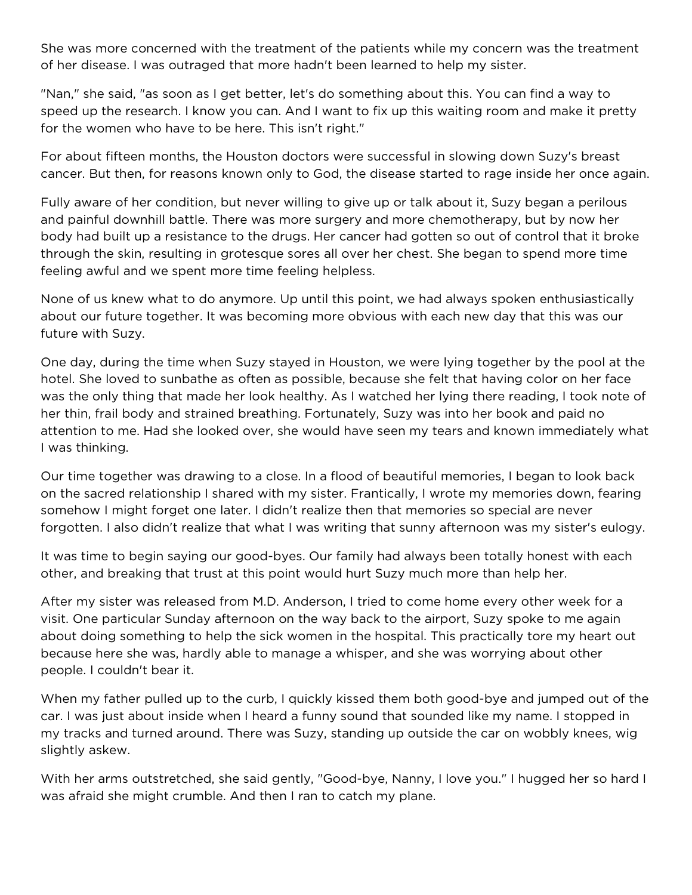She was more concerned with the treatment of the patients while my concern was the treatment of her disease. I was outraged that more hadn't been learned to help my sister.

"Nan," she said, "as soon as I get better, let's do something about this. You can find a way to speed up the research. I know you can. And I want to fix up this waiting room and make it pretty for the women who have to be here. This isn't right."

For about fifteen months, the Houston doctors were successful in slowing down Suzy's breast cancer. But then, for reasons known only to God, the disease started to rage inside her once again.

Fully aware of her condition, but never willing to give up or talk about it, Suzy began a perilous and painful downhill battle. There was more surgery and more chemotherapy, but by now her body had built up a resistance to the drugs. Her cancer had gotten so out of control that it broke through the skin, resulting in grotesque sores all over her chest. She began to spend more time feeling awful and we spent more time feeling helpless.

None of us knew what to do anymore. Up until this point, we had always spoken enthusiastically about our future together. It was becoming more obvious with each new day that this was our future with Suzy.

One day, during the time when Suzy stayed in Houston, we were lying together by the pool at the hotel. She loved to sunbathe as often as possible, because she felt that having color on her face was the only thing that made her look healthy. As I watched her lying there reading, I took note of her thin, frail body and strained breathing. Fortunately, Suzy was into her book and paid no attention to me. Had she looked over, she would have seen my tears and known immediately what I was thinking.

Our time together was drawing to a close. In a flood of beautiful memories, I began to look back on the sacred relationship I shared with my sister. Frantically, I wrote my memories down, fearing somehow I might forget one later. I didn't realize then that memories so special are never forgotten. I also didn't realize that what I was writing that sunny afternoon was my sister's eulogy.

It was time to begin saying our good-byes. Our family had always been totally honest with each other, and breaking that trust at this point would hurt Suzy much more than help her.

After my sister was released from M.D. Anderson, I tried to come home every other week for a visit. One particular Sunday afternoon on the way back to the airport, Suzy spoke to me again about doing something to help the sick women in the hospital. This practically tore my heart out because here she was, hardly able to manage a whisper, and she was worrying about other people. I couldn't bear it.

When my father pulled up to the curb, I quickly kissed them both good-bye and jumped out of the car. I was just about inside when I heard a funny sound that sounded like my name. I stopped in my tracks and turned around. There was Suzy, standing up outside the car on wobbly knees, wig slightly askew.

With her arms outstretched, she said gently, "Good-bye, Nanny, I love you." I hugged her so hard I was afraid she might crumble. And then I ran to catch my plane.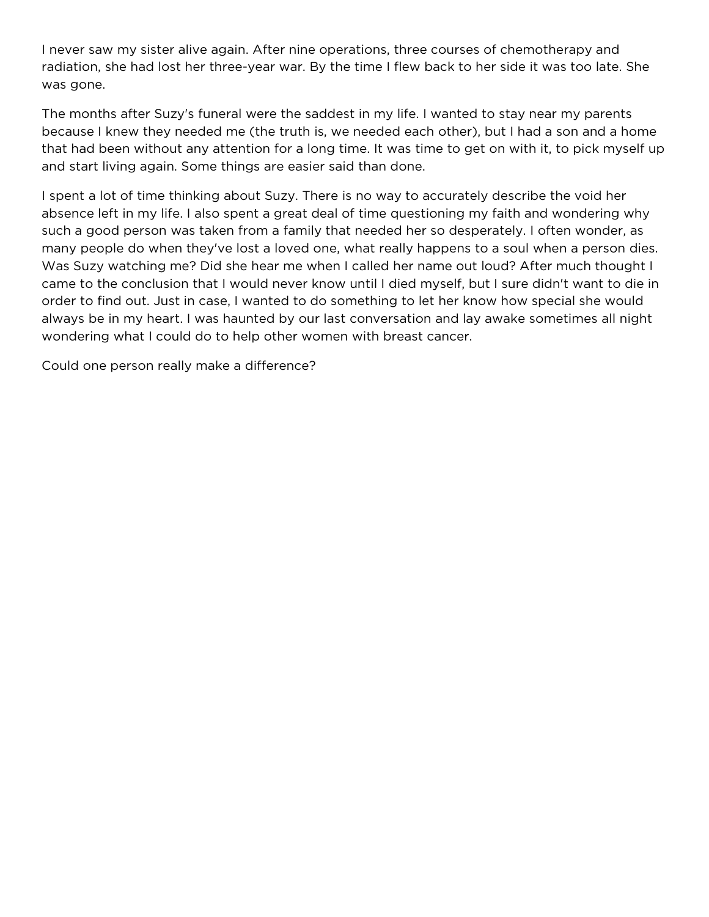I never saw my sister alive again. After nine operations, three courses of chemotherapy and radiation, she had lost her three-year war. By the time I flew back to her side it was too late. She was gone.

The months after Suzy's funeral were the saddest in my life. I wanted to stay near my parents because I knew they needed me (the truth is, we needed each other), but I had a son and a home that had been without any attention for a long time. It was time to get on with it, to pick myself up and start living again. Some things are easier said than done.

I spent a lot of time thinking about Suzy. There is no way to accurately describe the void her absence left in my life. I also spent a great deal of time questioning my faith and wondering why such a good person was taken from a family that needed her so desperately. I often wonder, as many people do when they've lost a loved one, what really happens to a soul when a person dies. Was Suzy watching me? Did she hear me when I called her name out loud? After much thought I came to the conclusion that I would never know until I died myself, but I sure didn't want to die in order to find out. Just in case, I wanted to do something to let her know how special she would always be in my heart. I was haunted by our last conversation and lay awake sometimes all night wondering what I could do to help other women with breast cancer.

Could one person really make a difference?